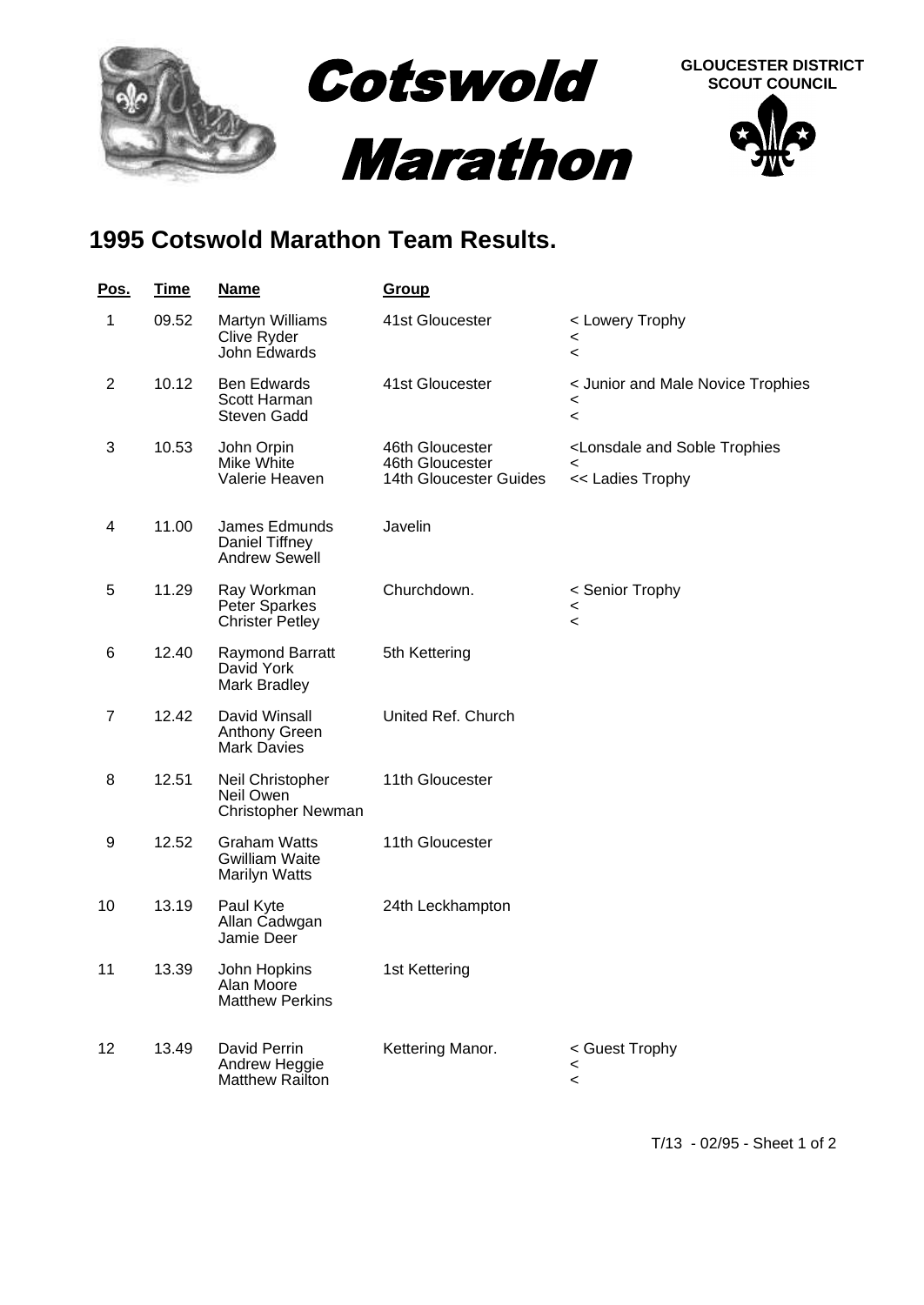# Cotswold Marathon

**GLOUCESTER DISTRICT SCOUT COUNCIL**

## 1995 Cotswold Marathon Team Results.

| Pos. | Time | Name | Group | |
|---|---|---|---|---|
| 1 | 09.52 | Martyn Williams<br>Clive Ryder<br>John Edwards | 41st Gloucester | < Lowery Trophy<br><<br>< |
| 2 | 10.12 | Ben Edwards<br>Scott Harman<br>Steven Gadd | 41st Gloucester | < Junior and Male Novice Trophies<br><<br>< |
| 3 | 10.53 | John Orpin<br>Mike White<br>Valerie Heaven | 46th Gloucester<br>46th Gloucester<br>14th Gloucester Guides | <Lonsdale and Soble Trophies<br><<br><< Ladies Trophy |
| 4 | 11.00 | James Edmunds<br>Daniel Tiffney<br>Andrew Sewell | Javelin | |
| 5 | 11.29 | Ray Workman<br>Peter Sparkes<br>Christer Petley | Churchdown. | < Senior Trophy<br><<br>< |
| 6 | 12.40 | Raymond Barratt<br>David York<br>Mark Bradley | 5th Kettering | |
| 7 | 12.42 | David Winsall<br>Anthony Green<br>Mark Davies | United Ref. Church | |
| 8 | 12.51 | Neil Christopher<br>Neil Owen<br>Christopher Newman | 11th Gloucester | |
| 9 | 12.52 | Graham Watts<br>Gwilliam Waite<br>Marilyn Watts | 11th Gloucester | |
| 10 | 13.19 | Paul Kyte<br>Allan Cadwgan<br>Jamie Deer | 24th Leckhampton | |
| 11 | 13.39 | John Hopkins<br>Alan Moore<br>Matthew Perkins | 1st Kettering | |
| 12 | 13.49 | David Perrin<br>Andrew Heggie<br>Matthew Railton | Kettering Manor. | < Guest Trophy<br><<br>< |

T/13 - 02/95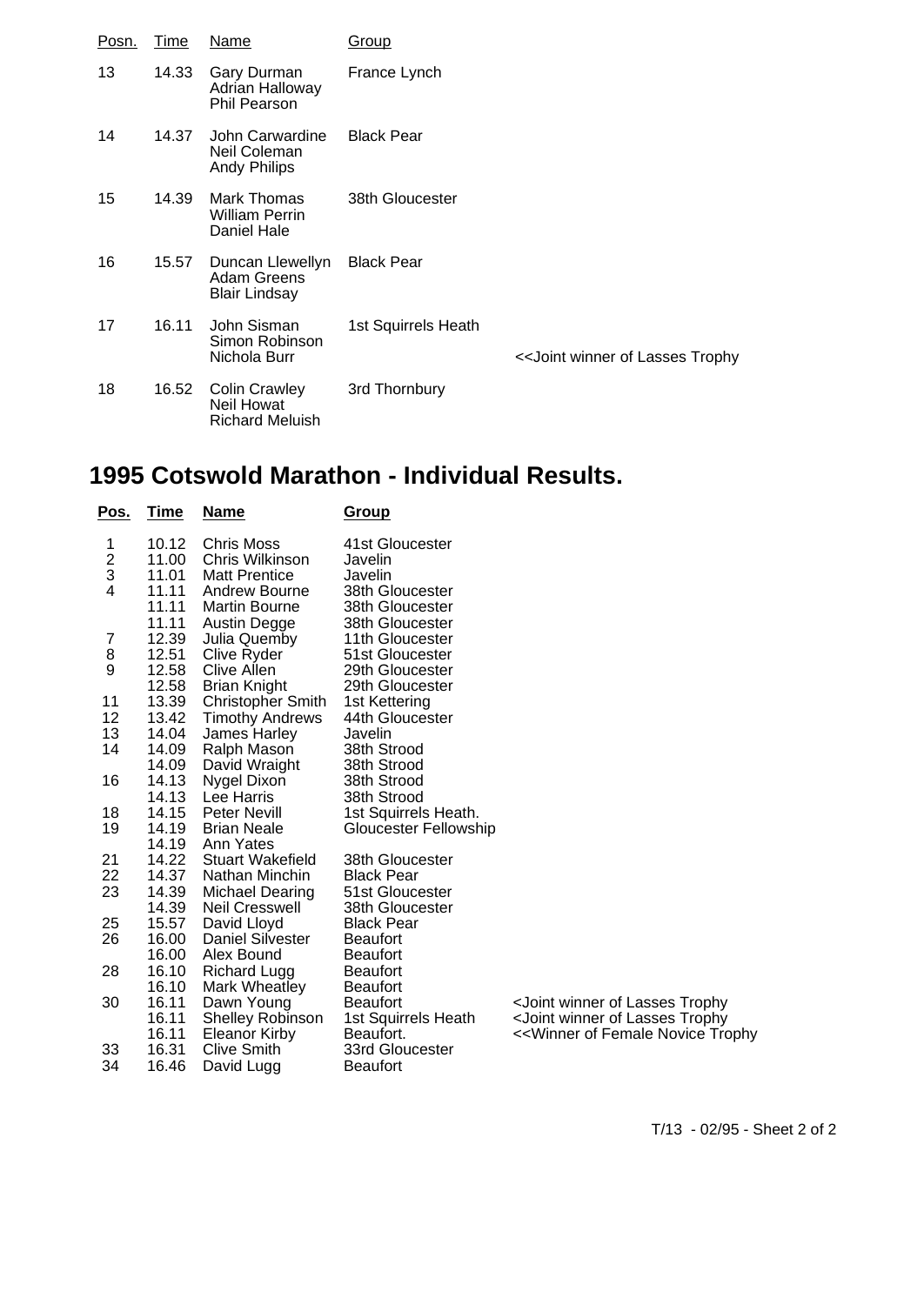| Posn. | Time | Name | Group | |
|---|---|---|---|---|
| 13 | 14.33 | Gary Durman<br>Adrian Halloway<br>Phil Pearson | France Lynch | |
| 14 | 14.37 | John Carwardine<br>Neil Coleman<br>Andy Philips | Black Pear | |
| 15 | 14.39 | Mark Thomas<br>William Perrin<br>Daniel Hale | 38th Gloucester | |
| 16 | 15.57 | Duncan Llewellyn<br>Adam Greens<br>Blair Lindsay | Black Pear | |
| 17 | 16.11 | John Sisman<br>Simon Robinson<br>Nichola Burr | 1st Squirrels Heath | <<Joint winner of Lasses Trophy |
| 18 | 16.52 | Colin Crawley<br>Neil Howat<br>Richard Meluish | 3rd Thornbury | |

# 1995 Cotswold Marathon - Individual Results.

| **Pos.** | **Time** | **Name** | **Group** | |
|---|---|---|---|---|
| 1 | 10.12 | Chris Moss | 41st Gloucester | |
| 2 | 11.00 | Chris Wilkinson | Javelin | |
| 3 | 11.01 | Matt Prentice | Javelin | |
| 4 | 11.11 | Andrew Bourne | 38th Gloucester | |
| | 11.11 | Martin Bourne | 38th Gloucester | |
| | 11.11 | Austin Degge | 38th Gloucester | |
| 7 | 12.39 | Julia Quemby | 11th Gloucester | |
| 8 | 12.51 | Clive Ryder | 51st Gloucester | |
| 9 | 12.58 | Clive Allen | 29th Gloucester | |
| | 12.58 | Brian Knight | 29th Gloucester | |
| 11 | 13.39 | Christopher Smith | 1st Kettering | |
| 12 | 13.42 | Timothy Andrews | 44th Gloucester | |
| 13 | 14.04 | James Harley | Javelin | |
| 14 | 14.09 | Ralph Mason | 38th Strood | |
| | 14.09 | David Wraight | 38th Strood | |
| 16 | 14.13 | Nygel Dixon | 38th Strood | |
| | 14.13 | Lee Harris | 38th Strood | |
| 18 | 14.15 | Peter Nevill | 1st Squirrels Heath. | |
| 19 | 14.19 | Brian Neale | Gloucester Fellowship | |
| | 14.19 | Ann Yates | | |
| 21 | 14.22 | Stuart Wakefield | 38th Gloucester | |
| 22 | 14.37 | Nathan Minchin | Black Pear | |
| 23 | 14.39 | Michael Dearing | 51st Gloucester | |
| | 14.39 | Neil Cresswell | 38th Gloucester | |
| 25 | 15.57 | David Lloyd | Black Pear | |
| 26 | 16.00 | Daniel Silvester | Beaufort | |
| | 16.00 | Alex Bound | Beaufort | |
| 28 | 16.10 | Richard Lugg | Beaufort | |
| | 16.10 | Mark Wheatley | Beaufort | |
| 30 | 16.11 | Dawn Young | Beaufort | <Joint winner of Lasses Trophy |
| | 16.11 | Shelley Robinson | 1st Squirrels Heath | <Joint winner of Lasses Trophy |
| | 16.11 | Eleanor Kirby | Beaufort. | <<Winner of Female Novice Trophy |
| 33 | 16.31 | Clive Smith | 33rd Gloucester | |
| 34 | 16.46 | David Lugg | Beaufort | |

T/13 - 02/95 - Sheet 2 of 2